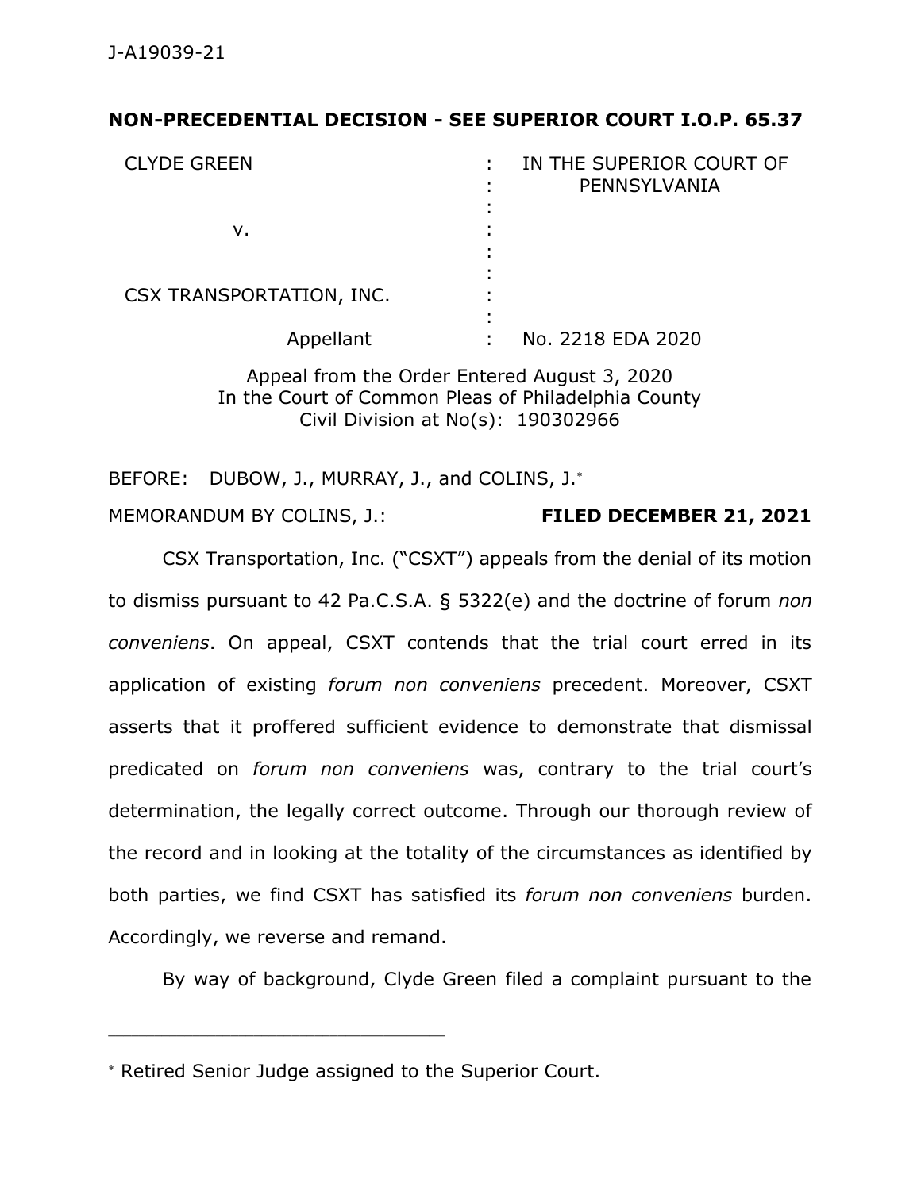**NON-PRECEDENTIAL DECISION - SEE SUPERIOR COURT I.O.P. 65.37**

| | | |
|---|---|---|
| CLYDE GREEN | : | IN THE SUPERIOR COURT OF PENNSYLVANIA |
| v. | : | |
| CSX TRANSPORTATION, INC. | : | |
| Appellant | : | No. 2218 EDA 2020 |

Appeal from the Order Entered August 3, 2020
In the Court of Common Pleas of Philadelphia County
Civil Division at No(s): 190302966

BEFORE: DUBOW, J., MURRAY, J., and COLINS, J.*

MEMORANDUM BY COLINS, J.: **FILED DECEMBER 21, 2021**

CSX Transportation, Inc. ("CSXT") appeals from the denial of its motion to dismiss pursuant to 42 Pa.C.S.A. § 5322(e) and the doctrine of forum *non conveniens*. On appeal, CSXT contends that the trial court erred in its application of existing *forum non conveniens* precedent. Moreover, CSXT asserts that it proffered sufficient evidence to demonstrate that dismissal predicated on *forum non conveniens* was, contrary to the trial court's determination, the legally correct outcome. Through our thorough review of the record and in looking at the totality of the circumstances as identified by both parties, we find CSXT has satisfied its *forum non conveniens* burden. Accordingly, we reverse and remand.

By way of background, Clyde Green filed a complaint pursuant to the

---

* Retired Senior Judge assigned to the Superior Court.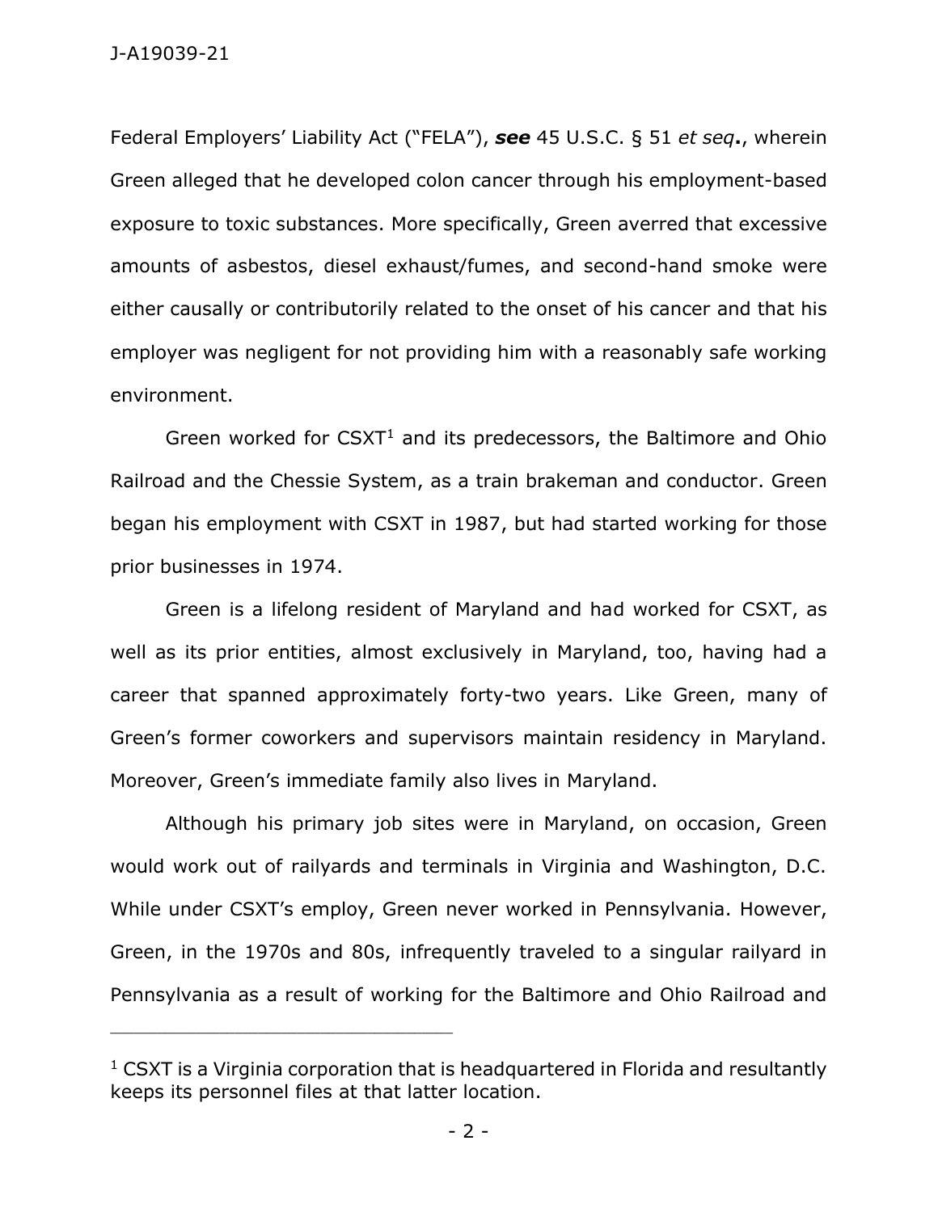Federal Employers' Liability Act ("FELA"), ***see*** 45 U.S.C. § 51 *et seq***.**, wherein Green alleged that he developed colon cancer through his employment-based exposure to toxic substances. More specifically, Green averred that excessive amounts of asbestos, diesel exhaust/fumes, and second-hand smoke were either causally or contributorily related to the onset of his cancer and that his employer was negligent for not providing him with a reasonably safe working environment.

Green worked for CSXT[1] and its predecessors, the Baltimore and Ohio Railroad and the Chessie System, as a train brakeman and conductor. Green began his employment with CSXT in 1987, but had started working for those prior businesses in 1974.

Green is a lifelong resident of Maryland and had worked for CSXT, as well as its prior entities, almost exclusively in Maryland, too, having had a career that spanned approximately forty-two years. Like Green, many of Green's former coworkers and supervisors maintain residency in Maryland. Moreover, Green's immediate family also lives in Maryland.

Although his primary job sites were in Maryland, on occasion, Green would work out of railyards and terminals in Virginia and Washington, D.C. While under CSXT's employ, Green never worked in Pennsylvania. However, Green, in the 1970s and 80s, infrequently traveled to a singular railyard in Pennsylvania as a result of working for the Baltimore and Ohio Railroad and

---

[1] CSXT is a Virginia corporation that is headquartered in Florida and resultantly keeps its personnel files at that latter location.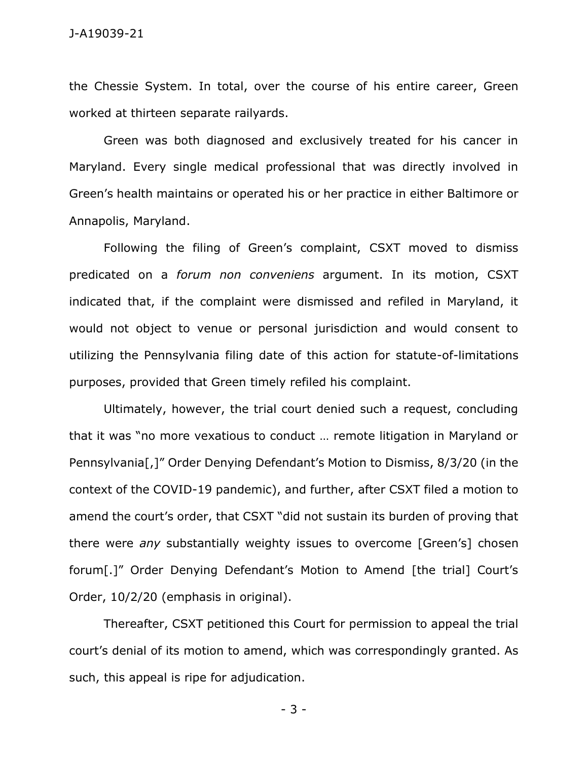the Chessie System. In total, over the course of his entire career, Green worked at thirteen separate railyards.

Green was both diagnosed and exclusively treated for his cancer in Maryland. Every single medical professional that was directly involved in Green's health maintains or operated his or her practice in either Baltimore or Annapolis, Maryland.

Following the filing of Green's complaint, CSXT moved to dismiss predicated on a *forum non conveniens* argument. In its motion, CSXT indicated that, if the complaint were dismissed and refiled in Maryland, it would not object to venue or personal jurisdiction and would consent to utilizing the Pennsylvania filing date of this action for statute-of-limitations purposes, provided that Green timely refiled his complaint.

Ultimately, however, the trial court denied such a request, concluding that it was "no more vexatious to conduct … remote litigation in Maryland or Pennsylvania[,]" Order Denying Defendant's Motion to Dismiss, 8/3/20 (in the context of the COVID-19 pandemic), and further, after CSXT filed a motion to amend the court's order, that CSXT "did not sustain its burden of proving that there were *any* substantially weighty issues to overcome [Green's] chosen forum[.]" Order Denying Defendant's Motion to Amend [the trial] Court's Order, 10/2/20 (emphasis in original).

Thereafter, CSXT petitioned this Court for permission to appeal the trial court's denial of its motion to amend, which was correspondingly granted. As such, this appeal is ripe for adjudication.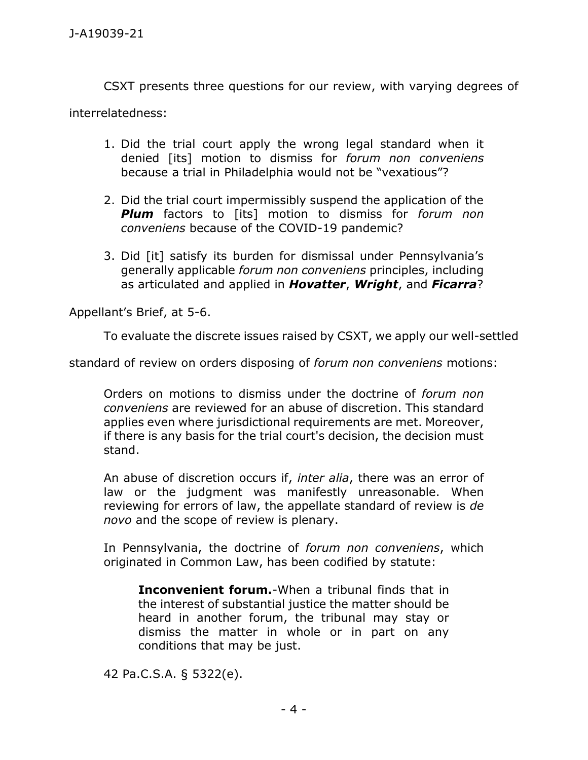CSXT presents three questions for our review, with varying degrees of interrelatedness:

1. Did the trial court apply the wrong legal standard when it denied [its] motion to dismiss for *forum non conveniens* because a trial in Philadelphia would not be "vexatious"?
2. Did the trial court impermissibly suspend the application of the ***Plum*** factors to [its] motion to dismiss for *forum non conveniens* because of the COVID-19 pandemic?
3. Did [it] satisfy its burden for dismissal under Pennsylvania's generally applicable *forum non conveniens* principles, including as articulated and applied in ***Hovatter***, ***Wright***, and ***Ficarra***?

Appellant's Brief, at 5-6.

To evaluate the discrete issues raised by CSXT, we apply our well-settled standard of review on orders disposing of *forum non conveniens* motions:

> Orders on motions to dismiss under the doctrine of *forum non conveniens* are reviewed for an abuse of discretion. This standard applies even where jurisdictional requirements are met. Moreover, if there is any basis for the trial court's decision, the decision must stand.
>
> An abuse of discretion occurs if, *inter alia*, there was an error of law or the judgment was manifestly unreasonable. When reviewing for errors of law, the appellate standard of review is *de novo* and the scope of review is plenary.
>
> In Pennsylvania, the doctrine of *forum non conveniens*, which originated in Common Law, has been codified by statute:
>
> > **Inconvenient forum.**-When a tribunal finds that in the interest of substantial justice the matter should be heard in another forum, the tribunal may stay or dismiss the matter in whole or in part on any conditions that may be just.
>
> 42 Pa.C.S.A. § 5322(e).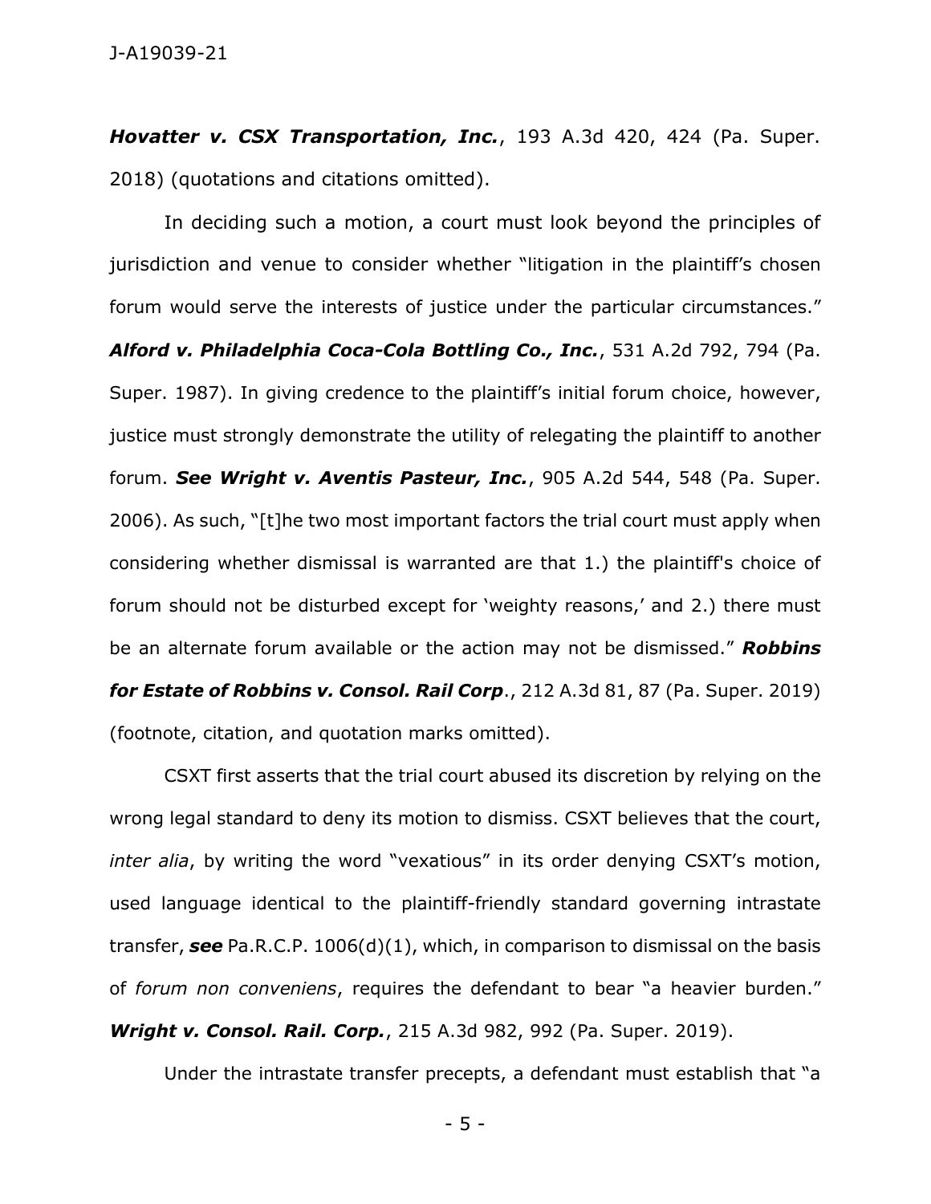***Hovatter v. CSX Transportation, Inc.***, 193 A.3d 420, 424 (Pa. Super. 2018) (quotations and citations omitted).

In deciding such a motion, a court must look beyond the principles of jurisdiction and venue to consider whether "litigation in the plaintiff's chosen forum would serve the interests of justice under the particular circumstances." ***Alford v. Philadelphia Coca-Cola Bottling Co., Inc.***, 531 A.2d 792, 794 (Pa. Super. 1987). In giving credence to the plaintiff's initial forum choice, however, justice must strongly demonstrate the utility of relegating the plaintiff to another forum. ***See Wright v. Aventis Pasteur, Inc.***, 905 A.2d 544, 548 (Pa. Super. 2006). As such, "[t]he two most important factors the trial court must apply when considering whether dismissal is warranted are that 1.) the plaintiff's choice of forum should not be disturbed except for 'weighty reasons,' and 2.) there must be an alternate forum available or the action may not be dismissed." ***Robbins for Estate of Robbins v. Consol. Rail Corp***., 212 A.3d 81, 87 (Pa. Super. 2019) (footnote, citation, and quotation marks omitted).

CSXT first asserts that the trial court abused its discretion by relying on the wrong legal standard to deny its motion to dismiss. CSXT believes that the court, *inter alia*, by writing the word "vexatious" in its order denying CSXT's motion, used language identical to the plaintiff-friendly standard governing intrastate transfer, ***see*** Pa.R.C.P. 1006(d)(1), which, in comparison to dismissal on the basis of *forum non conveniens*, requires the defendant to bear "a heavier burden." ***Wright v. Consol. Rail. Corp.***, 215 A.3d 982, 992 (Pa. Super. 2019).

Under the intrastate transfer precepts, a defendant must establish that "a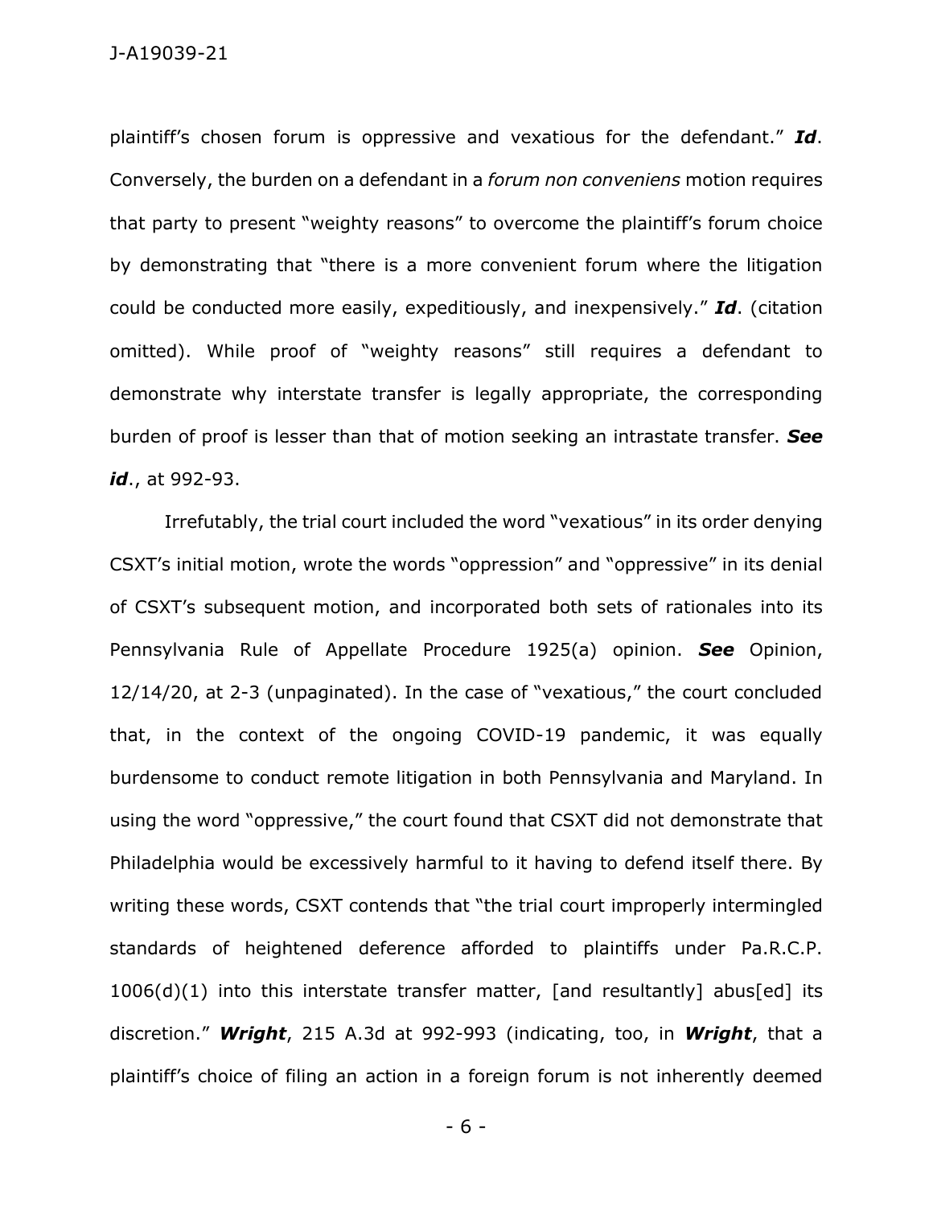plaintiff's chosen forum is oppressive and vexatious for the defendant." ***Id***. Conversely, the burden on a defendant in a *forum non conveniens* motion requires that party to present "weighty reasons" to overcome the plaintiff's forum choice by demonstrating that "there is a more convenient forum where the litigation could be conducted more easily, expeditiously, and inexpensively." ***Id***. (citation omitted). While proof of "weighty reasons" still requires a defendant to demonstrate why interstate transfer is legally appropriate, the corresponding burden of proof is lesser than that of motion seeking an intrastate transfer. ***See id***., at 992-93.

Irrefutably, the trial court included the word "vexatious" in its order denying CSXT's initial motion, wrote the words "oppression" and "oppressive" in its denial of CSXT's subsequent motion, and incorporated both sets of rationales into its Pennsylvania Rule of Appellate Procedure 1925(a) opinion. ***See*** Opinion, 12/14/20, at 2-3 (unpaginated). In the case of "vexatious," the court concluded that, in the context of the ongoing COVID-19 pandemic, it was equally burdensome to conduct remote litigation in both Pennsylvania and Maryland. In using the word "oppressive," the court found that CSXT did not demonstrate that Philadelphia would be excessively harmful to it having to defend itself there. By writing these words, CSXT contends that "the trial court improperly intermingled standards of heightened deference afforded to plaintiffs under Pa.R.C.P. 1006(d)(1) into this interstate transfer matter, [and resultantly] abus[ed] its discretion." ***Wright***, 215 A.3d at 992-993 (indicating, too, in ***Wright***, that a plaintiff's choice of filing an action in a foreign forum is not inherently deemed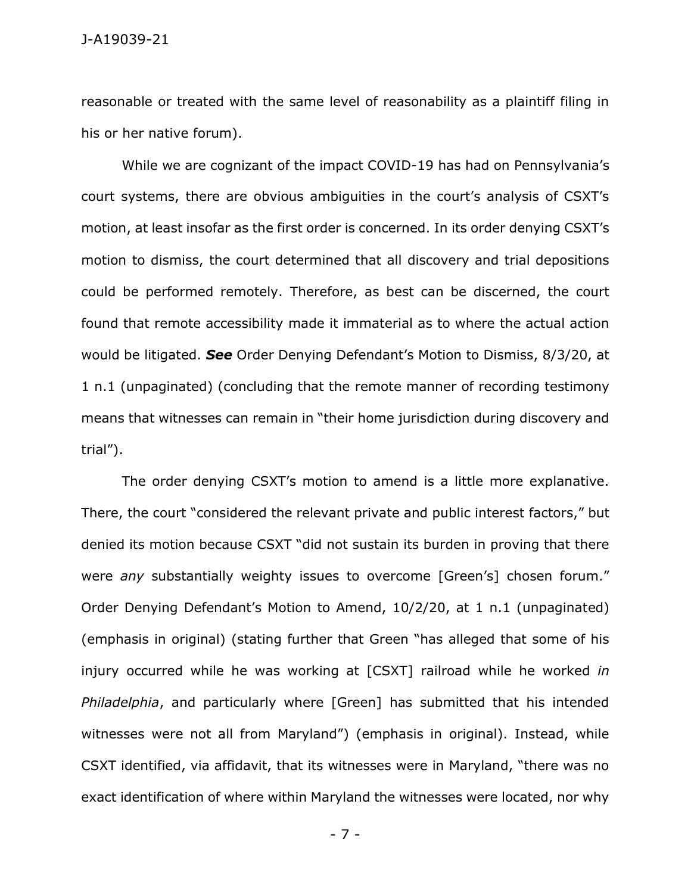reasonable or treated with the same level of reasonability as a plaintiff filing in his or her native forum).

While we are cognizant of the impact COVID-19 has had on Pennsylvania's court systems, there are obvious ambiguities in the court's analysis of CSXT's motion, at least insofar as the first order is concerned. In its order denying CSXT's motion to dismiss, the court determined that all discovery and trial depositions could be performed remotely. Therefore, as best can be discerned, the court found that remote accessibility made it immaterial as to where the actual action would be litigated. ***See*** Order Denying Defendant's Motion to Dismiss, 8/3/20, at 1 n.1 (unpaginated) (concluding that the remote manner of recording testimony means that witnesses can remain in "their home jurisdiction during discovery and trial").

The order denying CSXT's motion to amend is a little more explanative. There, the court "considered the relevant private and public interest factors," but denied its motion because CSXT "did not sustain its burden in proving that there were *any* substantially weighty issues to overcome [Green's] chosen forum." Order Denying Defendant's Motion to Amend, 10/2/20, at 1 n.1 (unpaginated) (emphasis in original) (stating further that Green "has alleged that some of his injury occurred while he was working at [CSXT] railroad while he worked *in Philadelphia*, and particularly where [Green] has submitted that his intended witnesses were not all from Maryland") (emphasis in original). Instead, while CSXT identified, via affidavit, that its witnesses were in Maryland, "there was no exact identification of where within Maryland the witnesses were located, nor why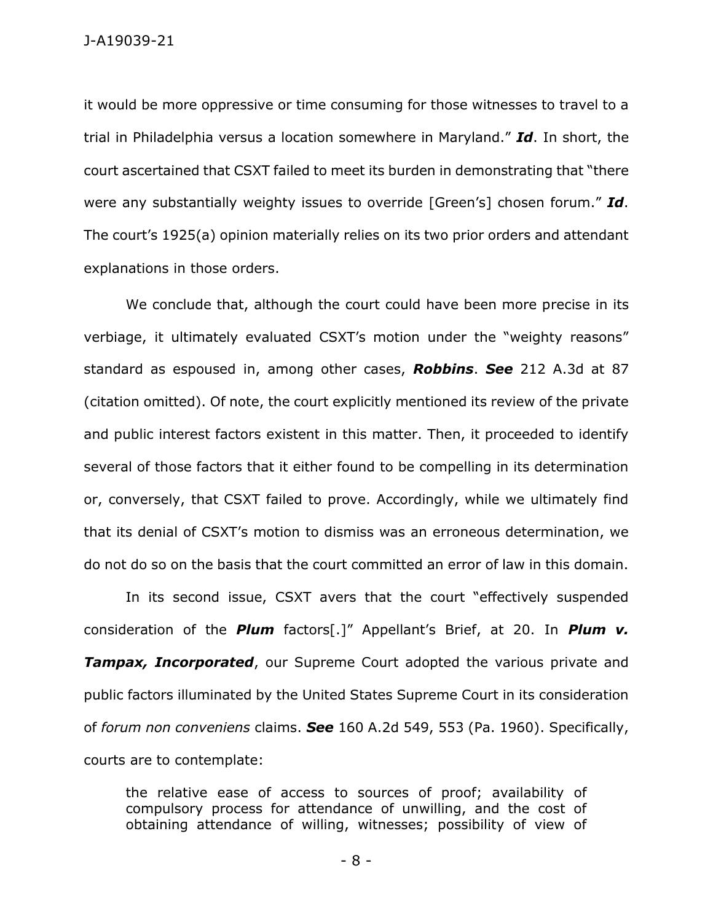it would be more oppressive or time consuming for those witnesses to travel to a trial in Philadelphia versus a location somewhere in Maryland." ***Id***. In short, the court ascertained that CSXT failed to meet its burden in demonstrating that "there were any substantially weighty issues to override [Green's] chosen forum." ***Id***. The court's 1925(a) opinion materially relies on its two prior orders and attendant explanations in those orders.

We conclude that, although the court could have been more precise in its verbiage, it ultimately evaluated CSXT's motion under the "weighty reasons" standard as espoused in, among other cases, ***Robbins***. ***See*** 212 A.3d at 87 (citation omitted). Of note, the court explicitly mentioned its review of the private and public interest factors existent in this matter. Then, it proceeded to identify several of those factors that it either found to be compelling in its determination or, conversely, that CSXT failed to prove. Accordingly, while we ultimately find that its denial of CSXT's motion to dismiss was an erroneous determination, we do not do so on the basis that the court committed an error of law in this domain.

In its second issue, CSXT avers that the court "effectively suspended consideration of the ***Plum*** factors[.]" Appellant's Brief, at 20. In ***Plum v. Tampax, Incorporated***, our Supreme Court adopted the various private and public factors illuminated by the United States Supreme Court in its consideration of *forum non conveniens* claims. ***See*** 160 A.2d 549, 553 (Pa. 1960). Specifically, courts are to contemplate:

> the relative ease of access to sources of proof; availability of compulsory process for attendance of unwilling, and the cost of obtaining attendance of willing, witnesses; possibility of view of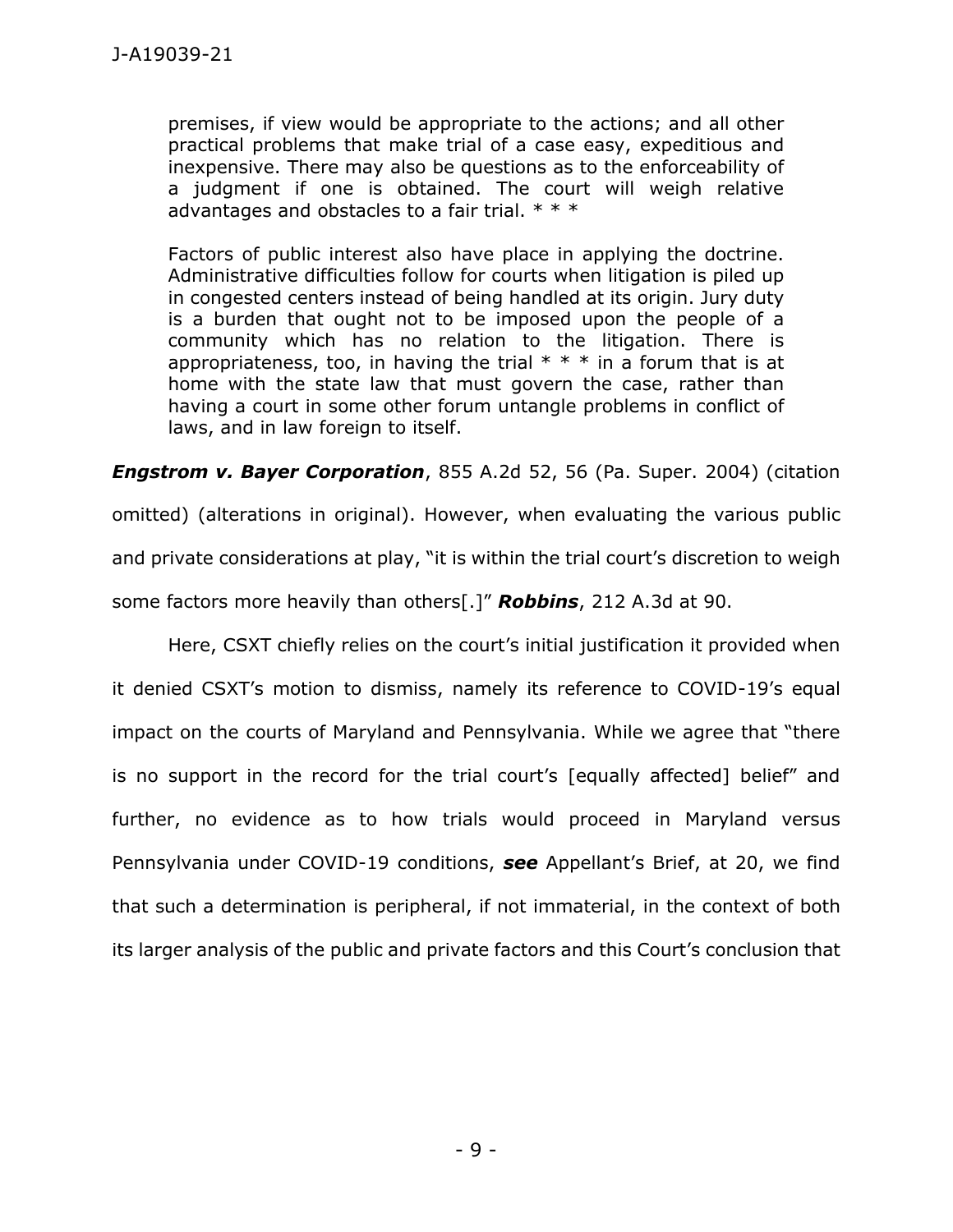> premises, if view would be appropriate to the actions; and all other practical problems that make trial of a case easy, expeditious and inexpensive. There may also be questions as to the enforceability of a judgment if one is obtained. The court will weigh relative advantages and obstacles to a fair trial. * * *
>
> Factors of public interest also have place in applying the doctrine. Administrative difficulties follow for courts when litigation is piled up in congested centers instead of being handled at its origin. Jury duty is a burden that ought not to be imposed upon the people of a community which has no relation to the litigation. There is appropriateness, too, in having the trial * * * in a forum that is at home with the state law that must govern the case, rather than having a court in some other forum untangle problems in conflict of laws, and in law foreign to itself.

***Engstrom v. Bayer Corporation***, 855 A.2d 52, 56 (Pa. Super. 2004) (citation omitted) (alterations in original). However, when evaluating the various public and private considerations at play, "it is within the trial court's discretion to weigh some factors more heavily than others[.]" ***Robbins***, 212 A.3d at 90.

Here, CSXT chiefly relies on the court's initial justification it provided when it denied CSXT's motion to dismiss, namely its reference to COVID-19's equal impact on the courts of Maryland and Pennsylvania. While we agree that "there is no support in the record for the trial court's [equally affected] belief" and further, no evidence as to how trials would proceed in Maryland versus Pennsylvania under COVID-19 conditions, ***see*** Appellant's Brief, at 20, we find that such a determination is peripheral, if not immaterial, in the context of both its larger analysis of the public and private factors and this Court's conclusion that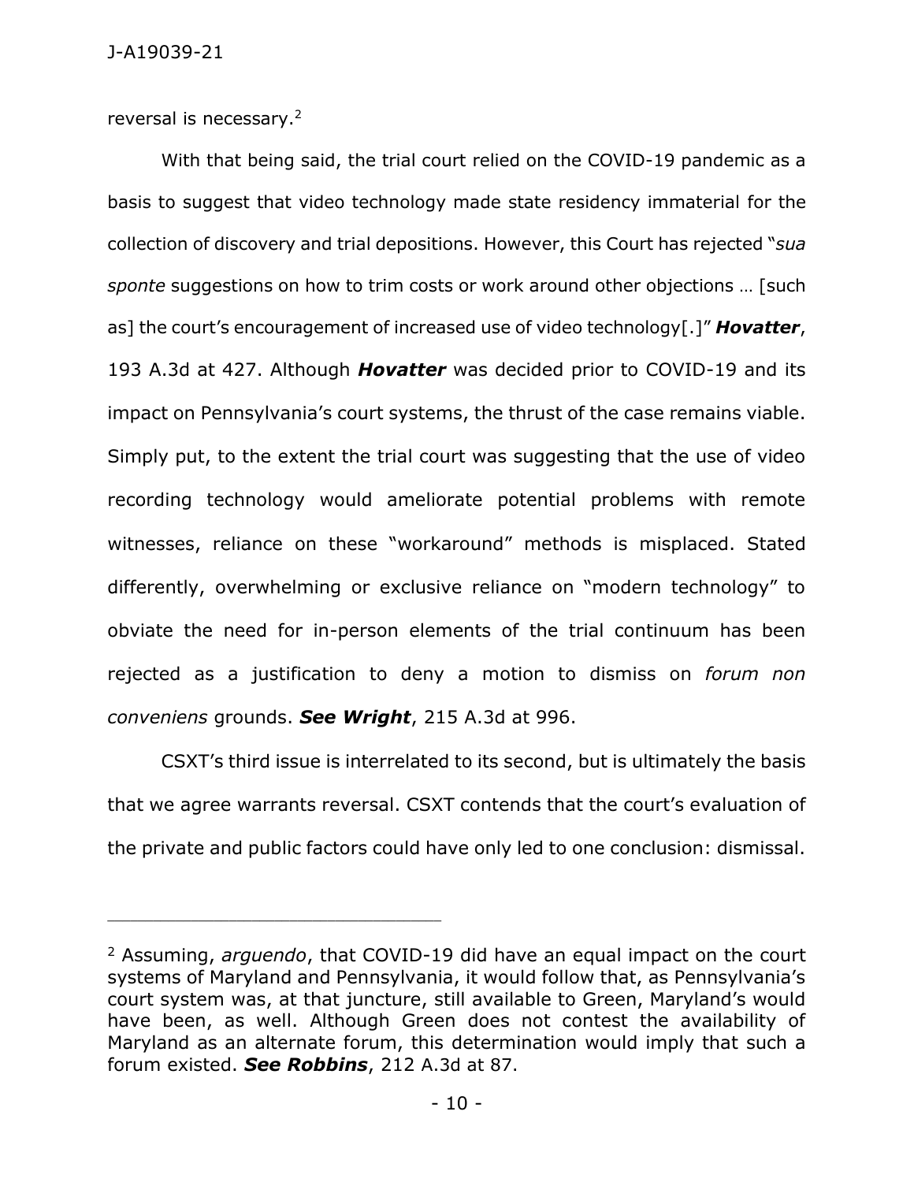reversal is necessary.[2]

With that being said, the trial court relied on the COVID-19 pandemic as a basis to suggest that video technology made state residency immaterial for the collection of discovery and trial depositions. However, this Court has rejected "*sua sponte* suggestions on how to trim costs or work around other objections … [such as] the court's encouragement of increased use of video technology[.]" ***Hovatter***, 193 A.3d at 427. Although ***Hovatter*** was decided prior to COVID-19 and its impact on Pennsylvania's court systems, the thrust of the case remains viable. Simply put, to the extent the trial court was suggesting that the use of video recording technology would ameliorate potential problems with remote witnesses, reliance on these "workaround" methods is misplaced. Stated differently, overwhelming or exclusive reliance on "modern technology" to obviate the need for in-person elements of the trial continuum has been rejected as a justification to deny a motion to dismiss on *forum non conveniens* grounds. ***See Wright***, 215 A.3d at 996.

CSXT's third issue is interrelated to its second, but is ultimately the basis that we agree warrants reversal. CSXT contends that the court's evaluation of the private and public factors could have only led to one conclusion: dismissal.

---

[2] Assuming, *arguendo*, that COVID-19 did have an equal impact on the court systems of Maryland and Pennsylvania, it would follow that, as Pennsylvania's court system was, at that juncture, still available to Green, Maryland's would have been, as well. Although Green does not contest the availability of Maryland as an alternate forum, this determination would imply that such a forum existed. ***See Robbins***, 212 A.3d at 87.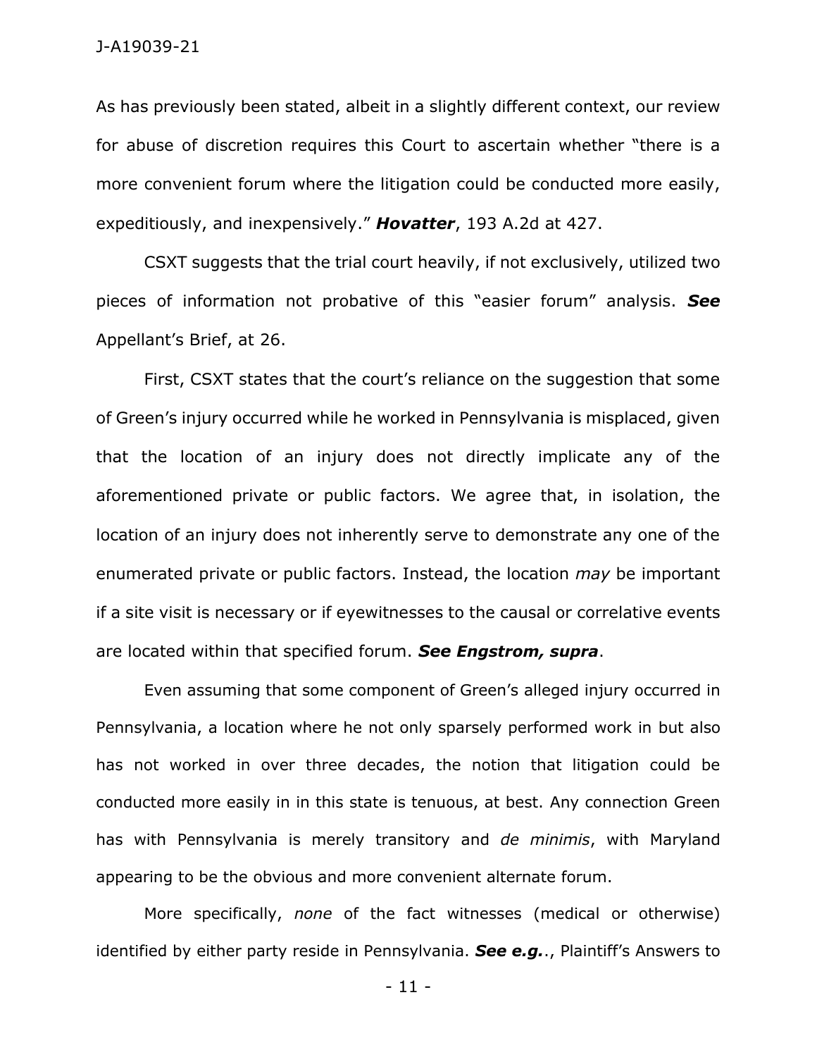As has previously been stated, albeit in a slightly different context, our review for abuse of discretion requires this Court to ascertain whether "there is a more convenient forum where the litigation could be conducted more easily, expeditiously, and inexpensively." ***Hovatter***, 193 A.2d at 427.

CSXT suggests that the trial court heavily, if not exclusively, utilized two pieces of information not probative of this "easier forum" analysis. ***See*** Appellant's Brief, at 26.

First, CSXT states that the court's reliance on the suggestion that some of Green's injury occurred while he worked in Pennsylvania is misplaced, given that the location of an injury does not directly implicate any of the aforementioned private or public factors. We agree that, in isolation, the location of an injury does not inherently serve to demonstrate any one of the enumerated private or public factors. Instead, the location *may* be important if a site visit is necessary or if eyewitnesses to the causal or correlative events are located within that specified forum. ***See Engstrom, supra***.

Even assuming that some component of Green's alleged injury occurred in Pennsylvania, a location where he not only sparsely performed work in but also has not worked in over three decades, the notion that litigation could be conducted more easily in in this state is tenuous, at best. Any connection Green has with Pennsylvania is merely transitory and *de minimis*, with Maryland appearing to be the obvious and more convenient alternate forum.

More specifically, *none* of the fact witnesses (medical or otherwise) identified by either party reside in Pennsylvania. ***See e.g.***., Plaintiff's Answers to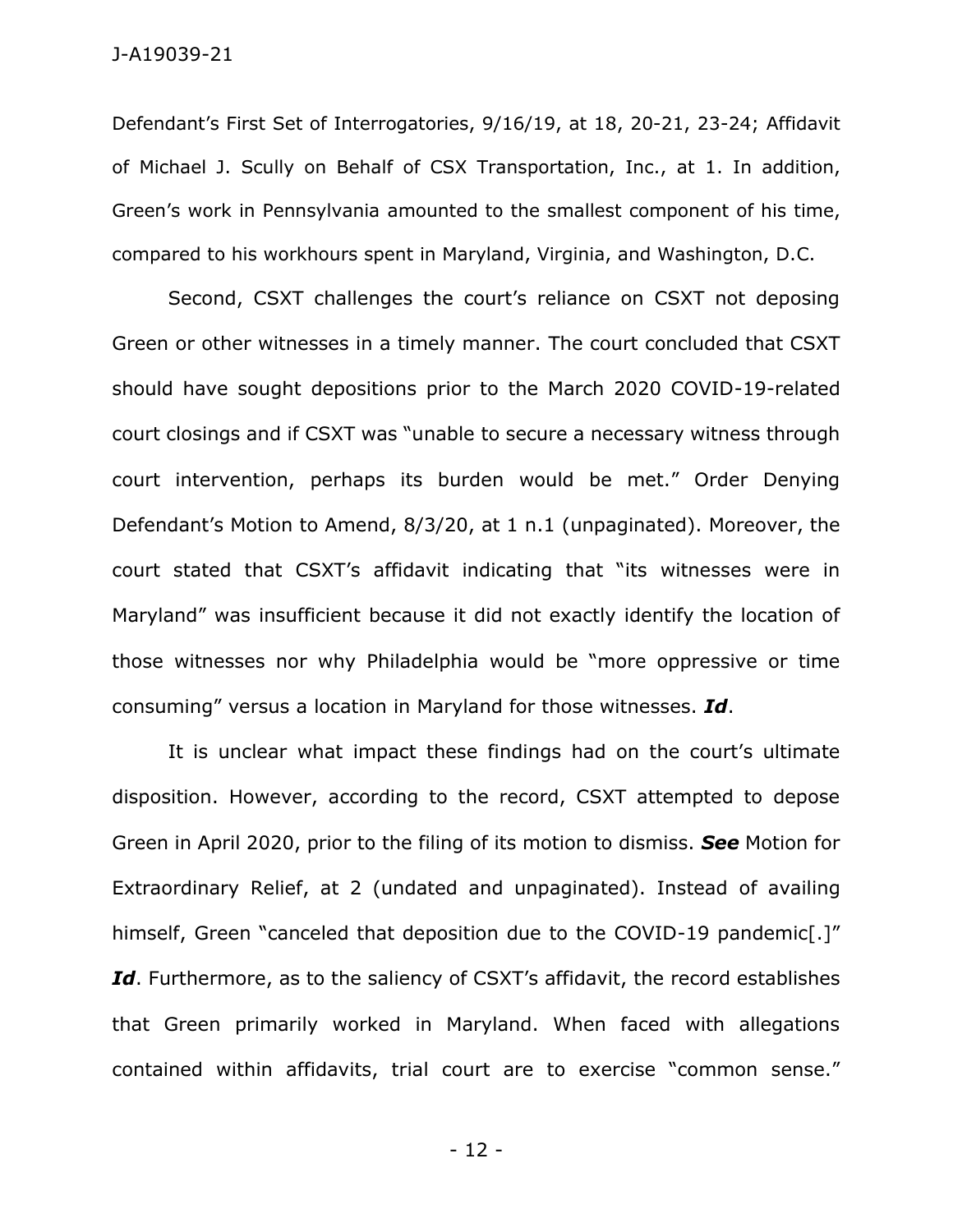Defendant's First Set of Interrogatories, 9/16/19, at 18, 20-21, 23-24; Affidavit of Michael J. Scully on Behalf of CSX Transportation, Inc., at 1. In addition, Green's work in Pennsylvania amounted to the smallest component of his time, compared to his workhours spent in Maryland, Virginia, and Washington, D.C.

Second, CSXT challenges the court's reliance on CSXT not deposing Green or other witnesses in a timely manner. The court concluded that CSXT should have sought depositions prior to the March 2020 COVID-19-related court closings and if CSXT was "unable to secure a necessary witness through court intervention, perhaps its burden would be met." Order Denying Defendant's Motion to Amend, 8/3/20, at 1 n.1 (unpaginated). Moreover, the court stated that CSXT's affidavit indicating that "its witnesses were in Maryland" was insufficient because it did not exactly identify the location of those witnesses nor why Philadelphia would be "more oppressive or time consuming" versus a location in Maryland for those witnesses. ***Id***.

It is unclear what impact these findings had on the court's ultimate disposition. However, according to the record, CSXT attempted to depose Green in April 2020, prior to the filing of its motion to dismiss. ***See*** Motion for Extraordinary Relief, at 2 (undated and unpaginated). Instead of availing himself, Green "canceled that deposition due to the COVID-19 pandemic[.]" ***Id***. Furthermore, as to the saliency of CSXT's affidavit, the record establishes that Green primarily worked in Maryland. When faced with allegations contained within affidavits, trial court are to exercise "common sense."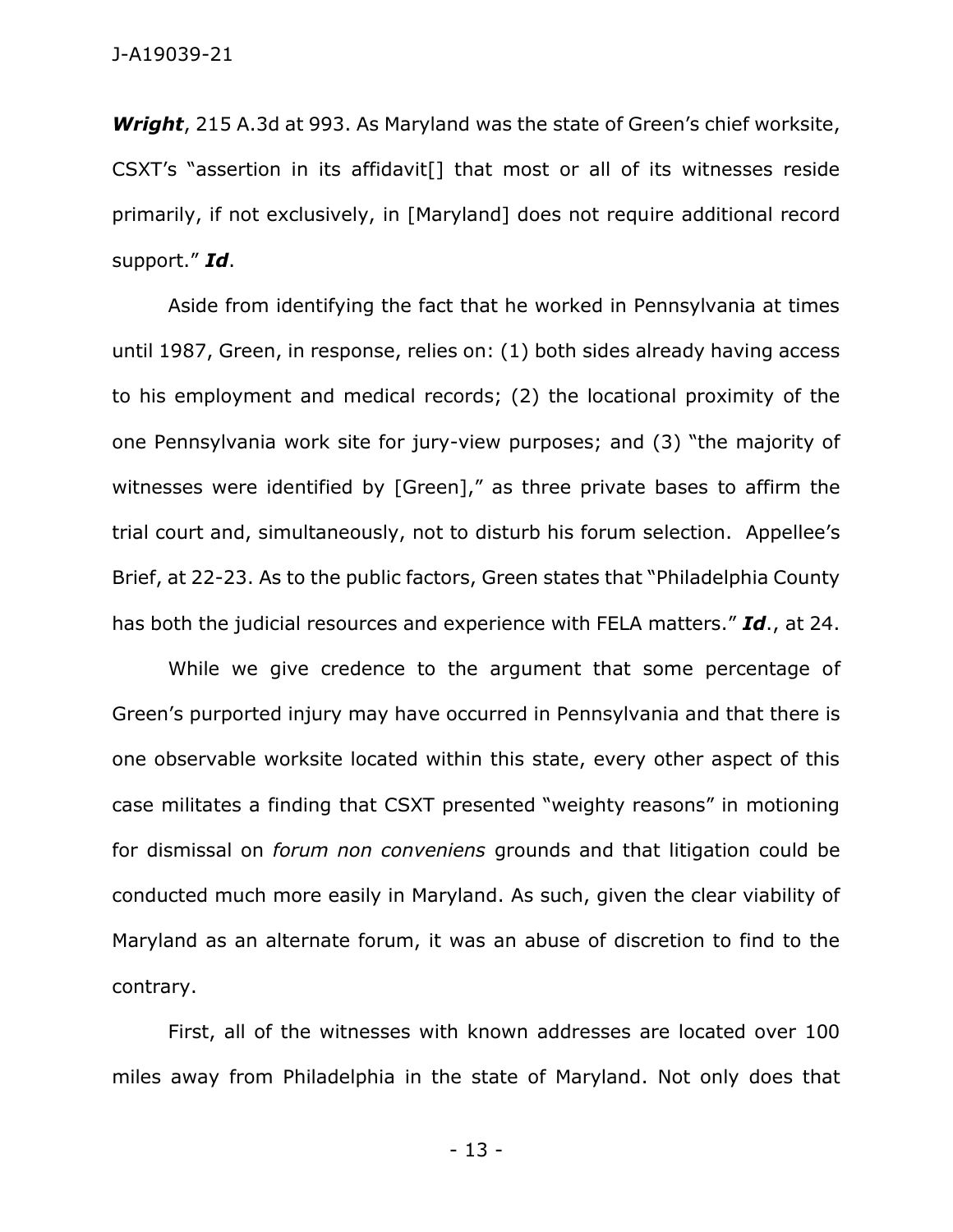***Wright***, 215 A.3d at 993. As Maryland was the state of Green's chief worksite, CSXT's "assertion in its affidavit[] that most or all of its witnesses reside primarily, if not exclusively, in [Maryland] does not require additional record support." ***Id***.

Aside from identifying the fact that he worked in Pennsylvania at times until 1987, Green, in response, relies on: (1) both sides already having access to his employment and medical records; (2) the locational proximity of the one Pennsylvania work site for jury-view purposes; and (3) "the majority of witnesses were identified by [Green]," as three private bases to affirm the trial court and, simultaneously, not to disturb his forum selection. Appellee's Brief, at 22-23. As to the public factors, Green states that "Philadelphia County has both the judicial resources and experience with FELA matters." ***Id***., at 24.

While we give credence to the argument that some percentage of Green's purported injury may have occurred in Pennsylvania and that there is one observable worksite located within this state, every other aspect of this case militates a finding that CSXT presented "weighty reasons" in motioning for dismissal on *forum non conveniens* grounds and that litigation could be conducted much more easily in Maryland. As such, given the clear viability of Maryland as an alternate forum, it was an abuse of discretion to find to the contrary.

First, all of the witnesses with known addresses are located over 100 miles away from Philadelphia in the state of Maryland. Not only does that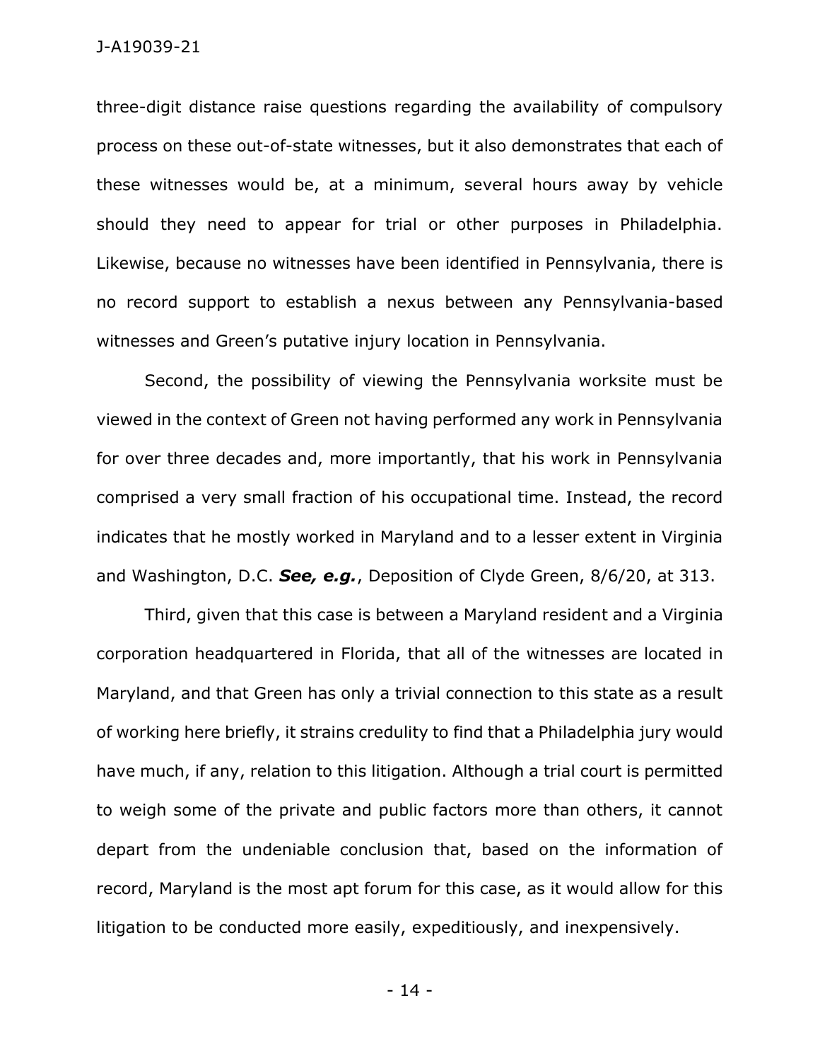three-digit distance raise questions regarding the availability of compulsory process on these out-of-state witnesses, but it also demonstrates that each of these witnesses would be, at a minimum, several hours away by vehicle should they need to appear for trial or other purposes in Philadelphia. Likewise, because no witnesses have been identified in Pennsylvania, there is no record support to establish a nexus between any Pennsylvania-based witnesses and Green's putative injury location in Pennsylvania.

Second, the possibility of viewing the Pennsylvania worksite must be viewed in the context of Green not having performed any work in Pennsylvania for over three decades and, more importantly, that his work in Pennsylvania comprised a very small fraction of his occupational time. Instead, the record indicates that he mostly worked in Maryland and to a lesser extent in Virginia and Washington, D.C. ***See, e.g.***, Deposition of Clyde Green, 8/6/20, at 313.

Third, given that this case is between a Maryland resident and a Virginia corporation headquartered in Florida, that all of the witnesses are located in Maryland, and that Green has only a trivial connection to this state as a result of working here briefly, it strains credulity to find that a Philadelphia jury would have much, if any, relation to this litigation. Although a trial court is permitted to weigh some of the private and public factors more than others, it cannot depart from the undeniable conclusion that, based on the information of record, Maryland is the most apt forum for this case, as it would allow for this litigation to be conducted more easily, expeditiously, and inexpensively.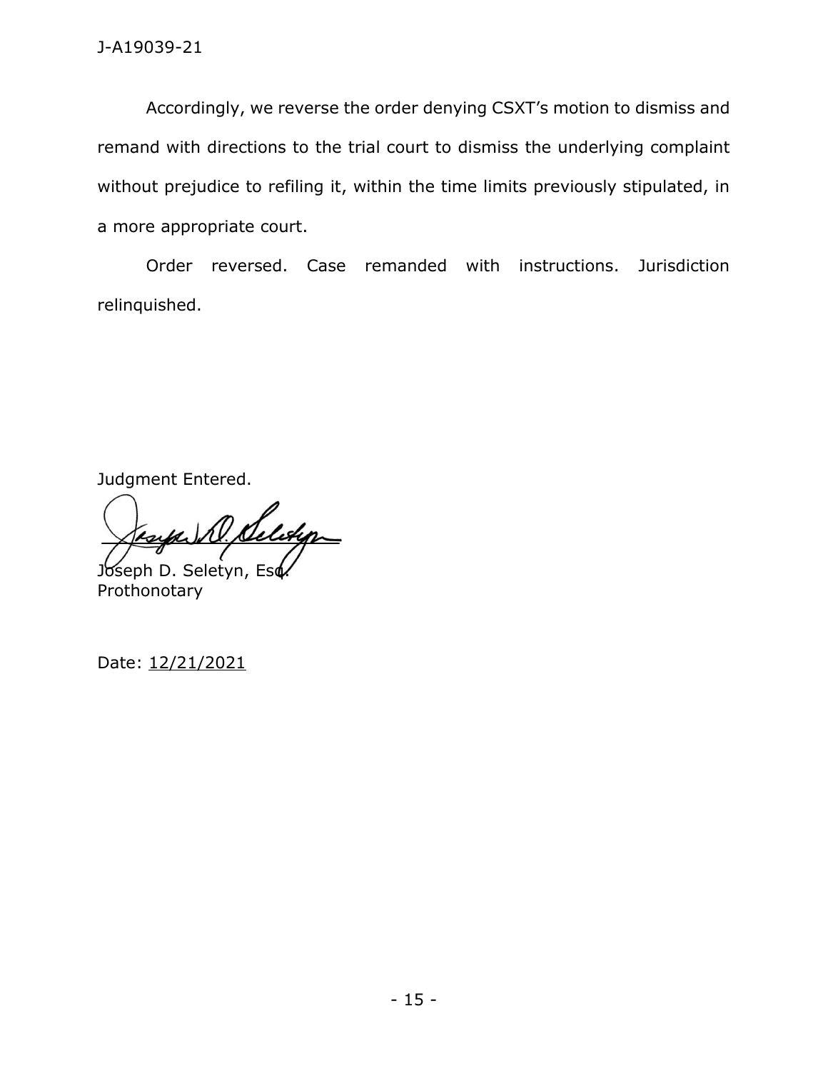Accordingly, we reverse the order denying CSXT's motion to dismiss and remand with directions to the trial court to dismiss the underlying complaint without prejudice to refiling it, within the time limits previously stipulated, in a more appropriate court.

Order reversed. Case remanded with instructions. Jurisdiction relinquished.

Judgment Entered.

Joseph D. Seletyn, Esq.
Prothonotary

Date: 12/21/2021